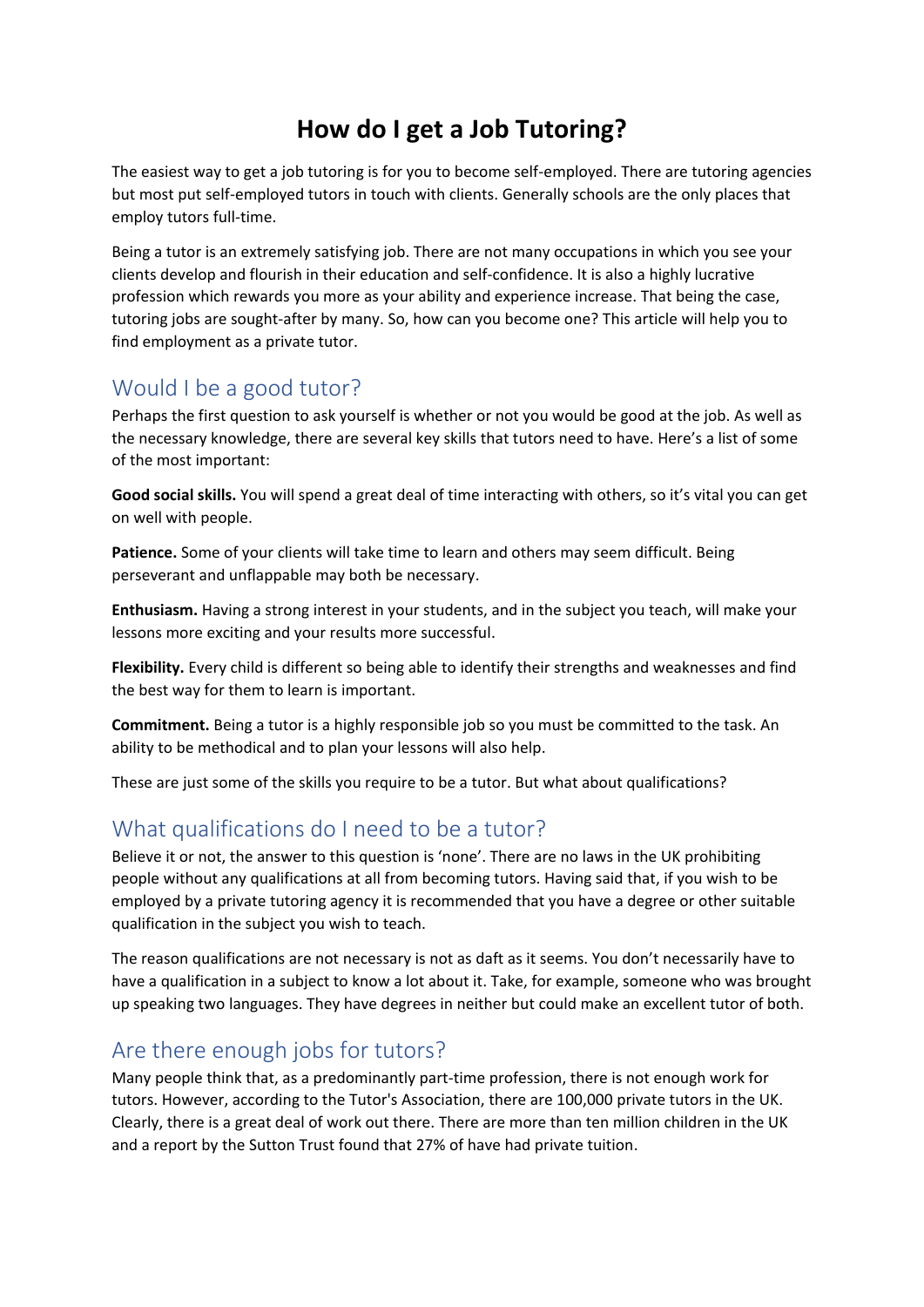# How do I get a Job Tutoring?

The easiest way to get a job tutoring is for you to become self-employed. There are tutoring agencies but most put self-employed tutors in touch with clients. Generally schools are the only places that employ tutors full-time.

Being a tutor is an extremely satisfying job. There are not many occupations in which you see your clients develop and flourish in their education and self-confidence. It is also a highly lucrative profession which rewards you more as your ability and experience increase. That being the case, tutoring jobs are sought-after by many. So, how can you become one? This article will help you to find employment as a private tutor.

## Would I be a good tutor?

Perhaps the first question to ask yourself is whether or not you would be good at the job. As well as the necessary knowledge, there are several key skills that tutors need to have. Here's a list of some of the most important:

**Good social skills.** You will spend a great deal of time interacting with others, so it's vital you can get on well with people.

**Patience.** Some of your clients will take time to learn and others may seem difficult. Being perseverant and unflappable may both be necessary.

**Enthusiasm.** Having a strong interest in your students, and in the subject you teach, will make your lessons more exciting and your results more successful.

**Flexibility.** Every child is different so being able to identify their strengths and weaknesses and find the best way for them to learn is important.

**Commitment.** Being a tutor is a highly responsible job so you must be committed to the task. An ability to be methodical and to plan your lessons will also help.

These are just some of the skills you require to be a tutor. But what about qualifications?

## What qualifications do I need to be a tutor?

Believe it or not, the answer to this question is 'none'. There are no laws in the UK prohibiting people without any qualifications at all from becoming tutors. Having said that, if you wish to be employed by a private tutoring agency it is recommended that you have a degree or other suitable qualification in the subject you wish to teach.

The reason qualifications are not necessary is not as daft as it seems. You don't necessarily have to have a qualification in a subject to know a lot about it. Take, for example, someone who was brought up speaking two languages. They have degrees in neither but could make an excellent tutor of both.

## Are there enough jobs for tutors?

Many people think that, as a predominantly part-time profession, there is not enough work for tutors. However, according to the Tutor's Association, there are 100,000 private tutors in the UK. Clearly, there is a great deal of work out there. There are more than ten million children in the UK and a report by the Sutton Trust found that 27% of have had private tuition.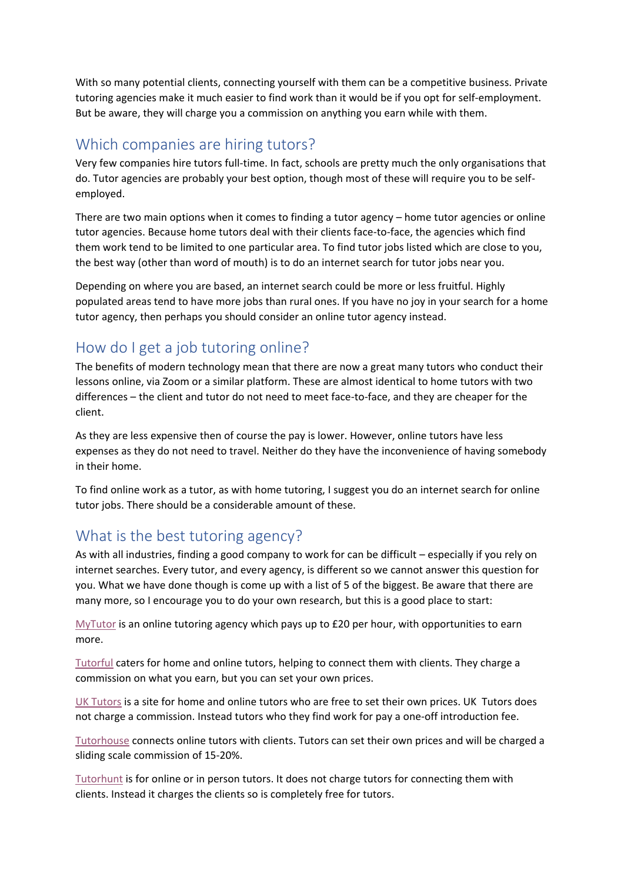With so many potential clients, connecting yourself with them can be a competitive business. Private tutoring agencies make it much easier to find work than it would be if you opt for self-employment. But be aware, they will charge you a commission on anything you earn while with them.

## Which companies are hiring tutors?

Very few companies hire tutors full-time. In fact, schools are pretty much the only organisations that do. Tutor agencies are probably your best option, though most of these will require you to be self-employed.

There are two main options when it comes to finding a tutor agency – home tutor agencies or online tutor agencies. Because home tutors deal with their clients face-to-face, the agencies which find them work tend to be limited to one particular area. To find tutor jobs listed which are close to you, the best way (other than word of mouth) is to do an internet search for tutor jobs near you.

Depending on where you are based, an internet search could be more or less fruitful. Highly populated areas tend to have more jobs than rural ones. If you have no joy in your search for a home tutor agency, then perhaps you should consider an online tutor agency instead.

## How do I get a job tutoring online?

The benefits of modern technology mean that there are now a great many tutors who conduct their lessons online, via Zoom or a similar platform. These are almost identical to home tutors with two differences – the client and tutor do not need to meet face-to-face, and they are cheaper for the client.

As they are less expensive then of course the pay is lower. However, online tutors have less expenses as they do not need to travel. Neither do they have the inconvenience of having somebody in their home.

To find online work as a tutor, as with home tutoring, I suggest you do an internet search for online tutor jobs. There should be a considerable amount of these.

## What is the best tutoring agency?

As with all industries, finding a good company to work for can be difficult – especially if you rely on internet searches. Every tutor, and every agency, is different so we cannot answer this question for you. What we have done though is come up with a list of 5 of the biggest. Be aware that there are many more, so I encourage you to do your own research, but this is a good place to start:

MyTutor is an online tutoring agency which pays up to £20 per hour, with opportunities to earn more.

Tutorful caters for home and online tutors, helping to connect them with clients. They charge a commission on what you earn, but you can set your own prices.

UK Tutors is a site for home and online tutors who are free to set their own prices. UK Tutors does not charge a commission. Instead tutors who they find work for pay a one-off introduction fee.

Tutorhouse connects online tutors with clients. Tutors can set their own prices and will be charged a sliding scale commission of 15-20%.

Tutorhunt is for online or in person tutors. It does not charge tutors for connecting them with clients. Instead it charges the clients so is completely free for tutors.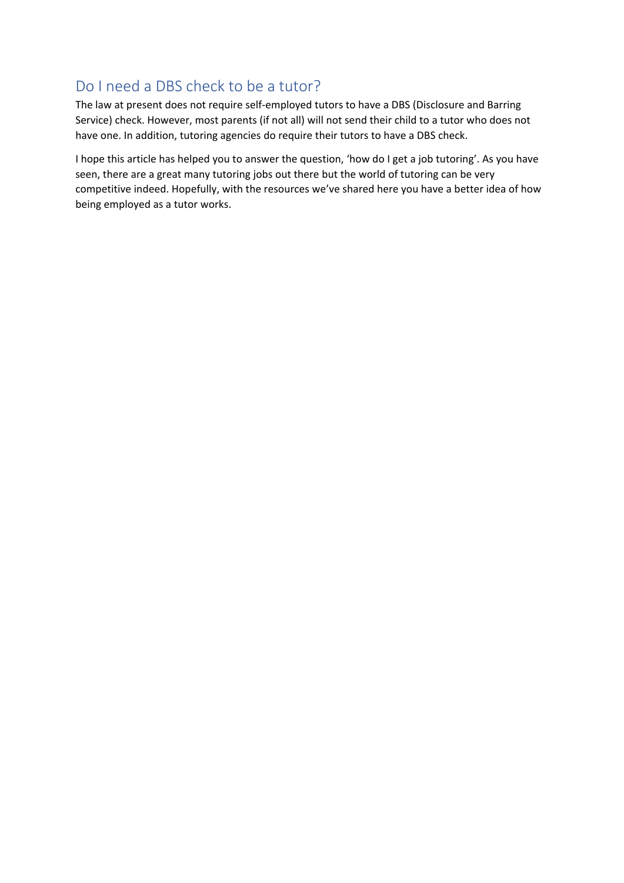## Do I need a DBS check to be a tutor?

The law at present does not require self-employed tutors to have a DBS (Disclosure and Barring Service) check. However, most parents (if not all) will not send their child to a tutor who does not have one. In addition, tutoring agencies do require their tutors to have a DBS check.

I hope this article has helped you to answer the question, 'how do I get a job tutoring'. As you have seen, there are a great many tutoring jobs out there but the world of tutoring can be very competitive indeed. Hopefully, with the resources we've shared here you have a better idea of how being employed as a tutor works.